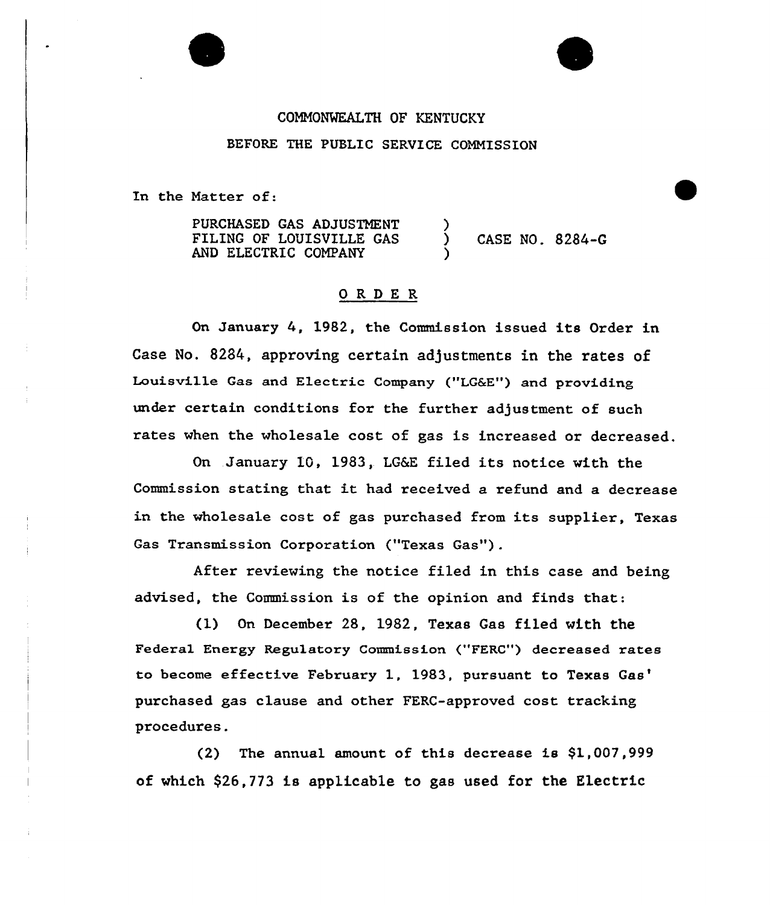COMMONWEALTH OF KENTUCKY

BEFORE THE PUBLIC SERVICE COMMISSION

In the Matter of:

| | | |
|---|---|---|
| PURCHASED GAS ADJUSTMENT FILING OF LOUISVILLE GAS AND ELECTRIC COMPANY | ) ) ) | CASE NO. 8284-G |

## O R D E R

On January 4, 1982, the Commission issued its Order in Case No. 8284, approving certain adjustments in the rates of Louisville Gas and Electric Company ("LG&E") and providing under certain conditions for the further adjustment of such rates when the wholesale cost of gas is increased or decreased.

On January 10, 1983, LG&E filed its notice with the Commission stating that it had received a refund and a decrease in the wholesale cost of gas purchased from its supplier, Texas Gas Transmission Corporation ("Texas Gas").

After reviewing the notice filed in this case and being advised, the Commission is of the opinion and finds that:

(1) On December 28, 1982, Texas Gas filed with the Federal Energy Regulatory Commission ("FERC") decreased rates to become effective February 1, 1983, pursuant to Texas Gas' purchased gas clause and other FERC-approved cost tracking procedures.

(2) The annual amount of this decrease is $1,007,999 of which $26,773 is applicable to gas used for the Electric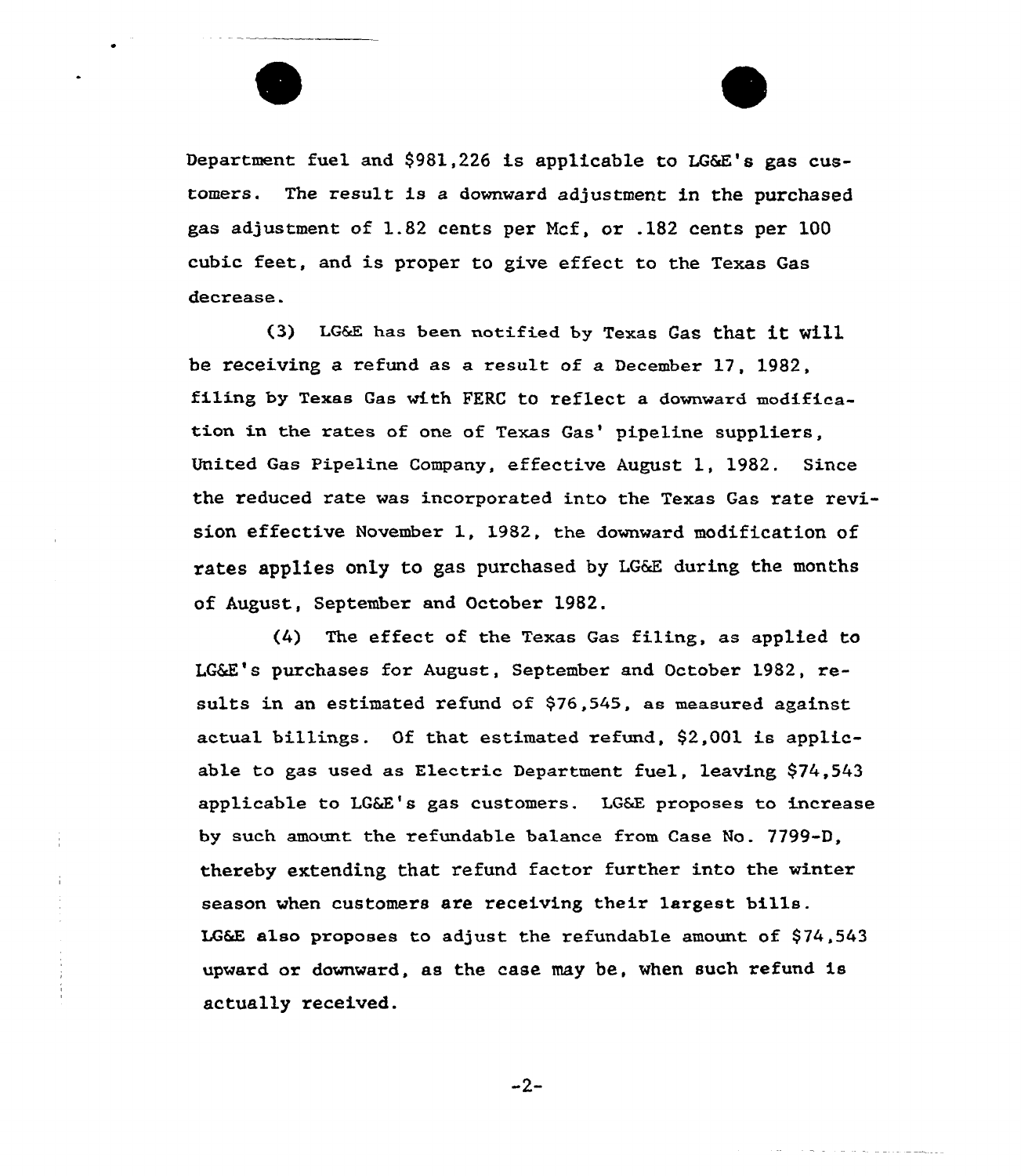Department fuel and $981,226 is applicable to LG&E's gas customers. The result is a downward adjustment in the purchased gas adjustment of 1.82 cents per Mcf, or .182 cents per 100 cubic feet, and is proper to give effect to the Texas Gas decrease.

(3) LG&E has been notified by Texas Gas that it will be receiving a refund as a result of a December 17, 1982, filing by Texas Gas with FERC to reflect a downward modification in the rates of one of Texas Gas' pipeline suppliers, United Gas Pipeline Company, effective August 1, 1982. Since the reduced rate was incorporated into the Texas Gas rate revision effective November 1, 1982, the downward modification of rates applies only to gas purchased by LG&E during the months of August, September and October 1982.

(4) The effect of the Texas Gas filing, as applied to LG&E's purchases for August, September and October 1982, results in an estimated refund of $76,545, as measured against actual billings. Of that estimated refund, $2,001 is applicable to gas used as Electric Department fuel, leaving $74,543 applicable to LG&E's gas customers. LG&E proposes to increase by such amount the refundable balance from Case No. 7799-D, thereby extending that refund factor further into the winter season when customers are receiving their largest bills. LG&E also proposes to adjust the refundable amount of $74,543 upward or downward, as the case may be, when such refund is actually received.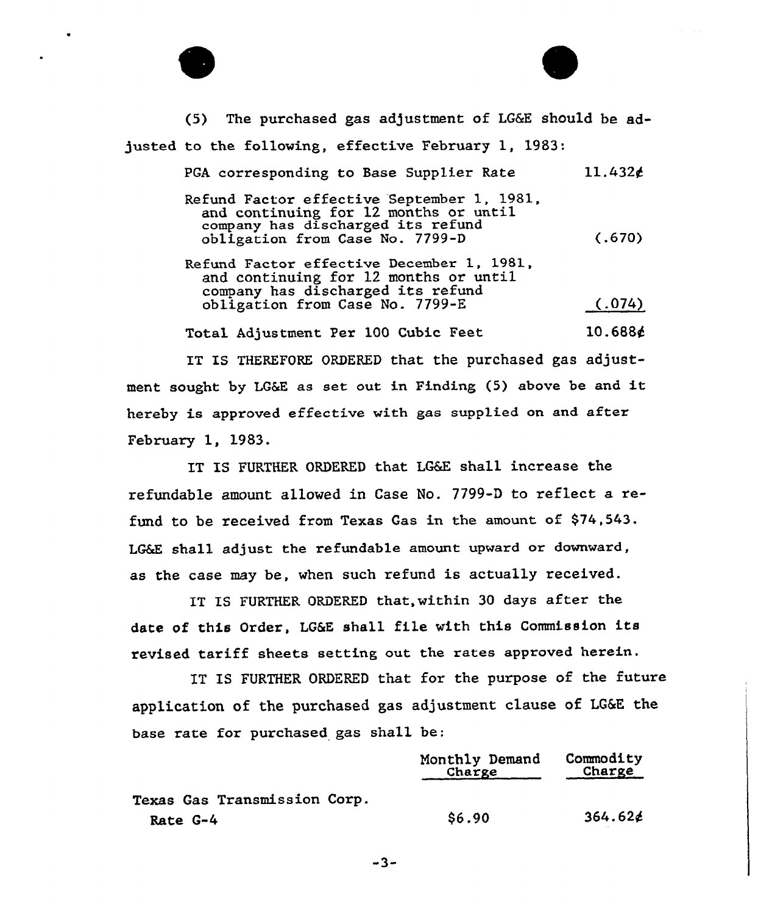(5) The purchased gas adjustment of LG&E should be adjusted to the following, effective February 1, 1983:

| | |
|---|---|
| PGA corresponding to Base Supplier Rate | 11.432¢ |
| Refund Factor effective September 1, 1981, and continuing for 12 months or until company has discharged its refund obligation from Case No. 7799-D | (.670) |
| Refund Factor effective December 1, 1981, and continuing for 12 months or until company has discharged its refund obligation from Case No. 7799-E | (.074) |
| Total Adjustment Per 100 Cubic Feet | 10.688¢ |

IT IS THEREFORE ORDERED that the purchased gas adjustment sought by LG&E as set out in Finding (5) above be and it hereby is approved effective with gas supplied on and after February 1, 1983.

IT IS FURTHER ORDERED that LG&E shall increase the refundable amount allowed in Case No. 7799-D to reflect a refund to be received from Texas Gas in the amount of $74,543. LG&E shall adjust the refundable amount upward or downward, as the case may be, when such refund is actually received.

IT IS FURTHER ORDERED that, within 30 days after the date of this Order, LG&E shall file with this Commission its revised tariff sheets setting out the rates approved herein.

IT IS FURTHER ORDERED that for the purpose of the future application of the purchased gas adjustment clause of LG&E the base rate for purchased gas shall be:

| | Monthly Demand Charge | Commodity Charge |
|---|---|---|
| Texas Gas Transmission Corp. Rate G-4 | $6.90 | 364.62¢ |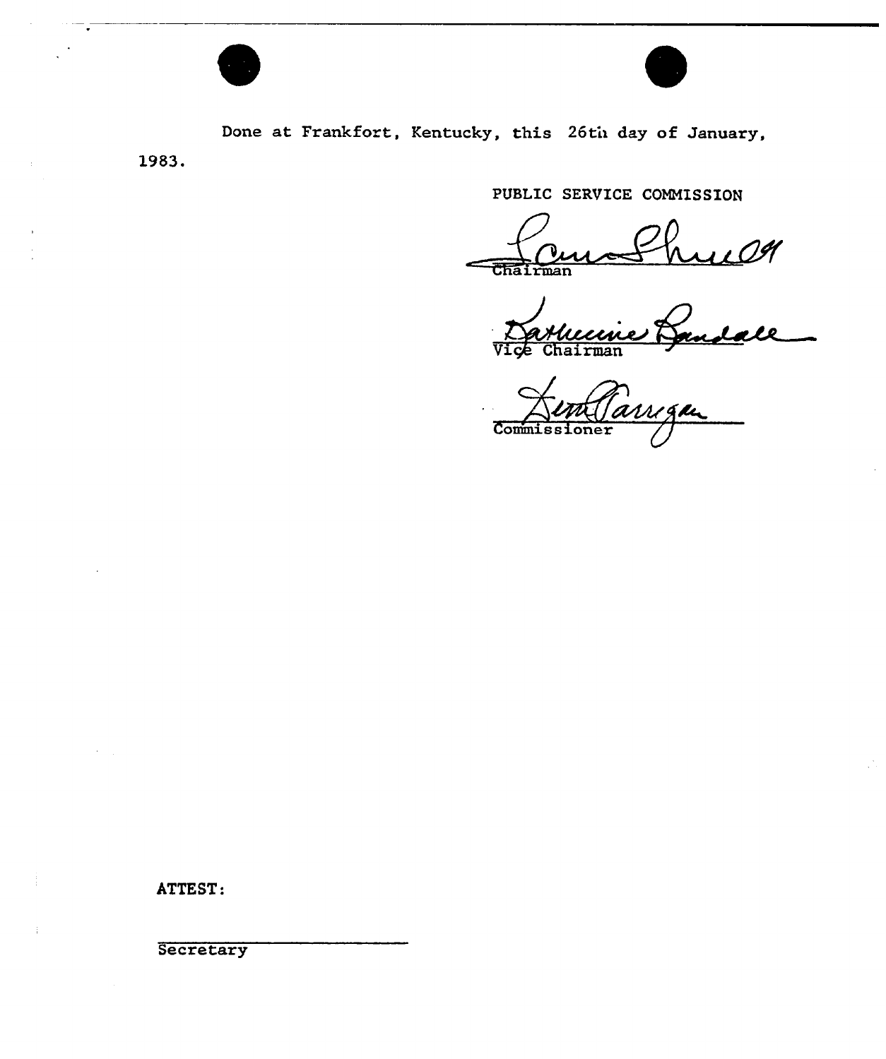Done at Frankfort, Kentucky, this 26th day of January, 1983.

PUBLIC SERVICE COMMISSION

Chairman

Vice Chairman

Commissioner

ATTEST:

Secretary